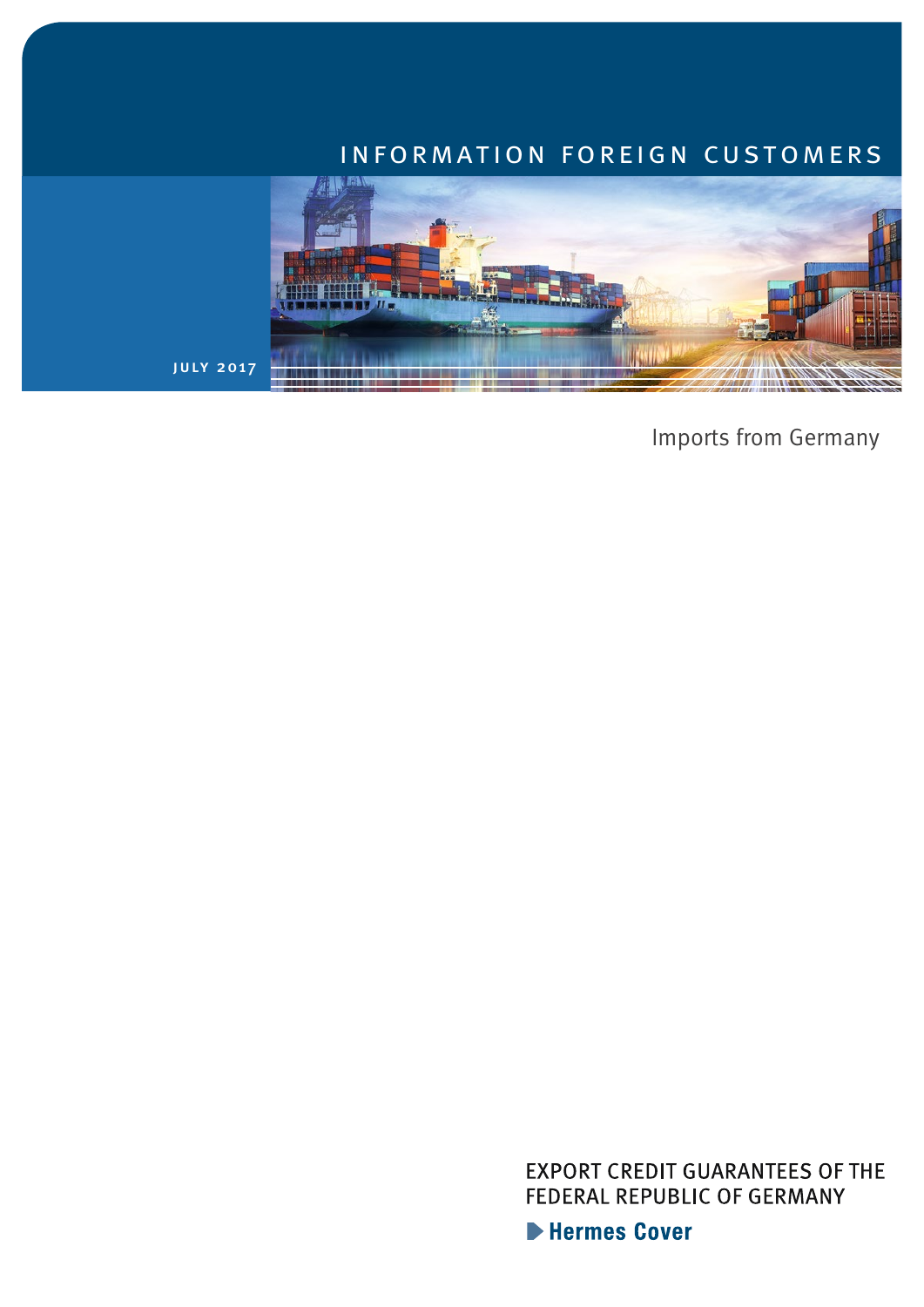INFORMATION FOREIGN CUSTOMERS

JULY 2017

# Imports from Germany

EXPORT CREDIT GUARANTEES OF THE FEDERAL REPUBLIC OF GERMANY

Hermes Cover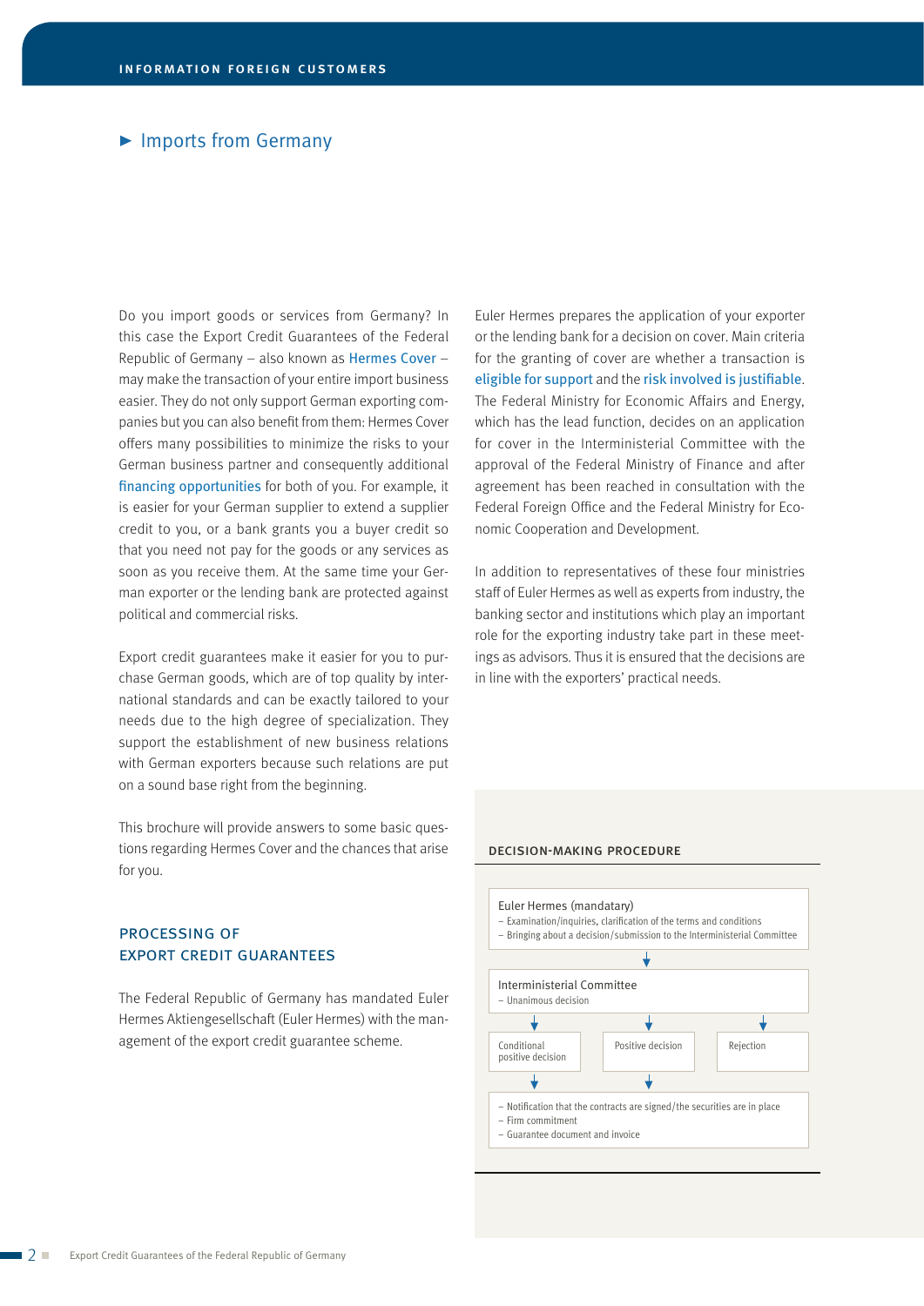## ► Imports from Germany

Do you import goods or services from Germany? In this case the Export Credit Guarantees of the Federal Republic of Germany – also known as Hermes Cover – may make the transaction of your entire import business easier. They do not only support German exporting companies but you can also benefit from them: Hermes Cover offers many possibilities to minimize the risks to your German business partner and consequently additional financing opportunities for both of you. For example, it is easier for your German supplier to extend a supplier credit to you, or a bank grants you a buyer credit so that you need not pay for the goods or any services as soon as you receive them. At the same time your German exporter or the lending bank are protected against political and commercial risks.

Export credit guarantees make it easier for you to purchase German goods, which are of top quality by international standards and can be exactly tailored to your needs due to the high degree of specialization. They support the establishment of new business relations with German exporters because such relations are put on a sound base right from the beginning.

This brochure will provide answers to some basic questions regarding Hermes Cover and the chances that arise for you.

### PROCESSING OF EXPORT CREDIT GUARANTEES

The Federal Republic of Germany has mandated Euler Hermes Aktiengesellschaft (Euler Hermes) with the management of the export credit guarantee scheme.

Euler Hermes prepares the application of your exporter or the lending bank for a decision on cover. Main criteria for the granting of cover are whether a transaction is eligible for support and the risk involved is justifiable. The Federal Ministry for Economic Affairs and Energy, which has the lead function, decides on an application for cover in the Interministerial Committee with the approval of the Federal Ministry of Finance and after agreement has been reached in consultation with the Federal Foreign Office and the Federal Ministry for Economic Cooperation and Development.

In addition to representatives of these four ministries staff of Euler Hermes as well as experts from industry, the banking sector and institutions which play an important role for the exporting industry take part in these meetings as advisors. Thus it is ensured that the decisions are in line with the exporters' practical needs.

#### DECISION-MAKING PROCEDURE

**Euler Hermes (mandatary)**
– Examination/inquiries, clarification of the terms and conditions
– Bringing about a decision/submission to the Interministerial Committee

↓

**Interministerial Committee**
– Unanimous decision

↓

| Conditional positive decision | Positive decision | Rejection |
|---|---|---|

↓ (Conditional positive decision / Positive decision)

– Notification that the contracts are signed/the securities are in place
– Firm commitment
– Guarantee document and invoice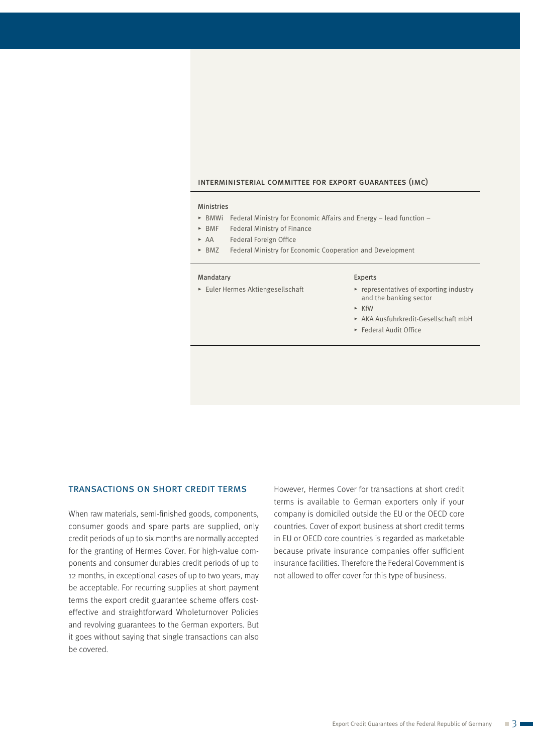## Interministerial Committee for Export Guarantees (IMC)

Ministries

- BMWi Federal Ministry for Economic Affairs and Energy – lead function –
- BMF Federal Ministry of Finance
- AA Federal Foreign Office
- BMZ Federal Ministry for Economic Cooperation and Development

Mandatary

- Euler Hermes Aktiengesellschaft

Experts

- representatives of exporting industry and the banking sector
- KfW
- AKA Ausfuhrkredit-Gesellschaft mbH
- Federal Audit Office

## Transactions on Short Credit Terms

When raw materials, semi-finished goods, components, consumer goods and spare parts are supplied, only credit periods of up to six months are normally accepted for the granting of Hermes Cover. For high-value components and consumer durables credit periods of up to 12 months, in exceptional cases of up to two years, may be acceptable. For recurring supplies at short payment terms the export credit guarantee scheme offers cost-effective and straightforward Wholeturnover Policies and revolving guarantees to the German exporters. But it goes without saying that single transactions can also be covered.

However, Hermes Cover for transactions at short credit terms is available to German exporters only if your company is domiciled outside the EU or the OECD core countries. Cover of export business at short credit terms in EU or OECD core countries is regarded as marketable because private insurance companies offer sufficient insurance facilities. Therefore the Federal Government is not allowed to offer cover for this type of business.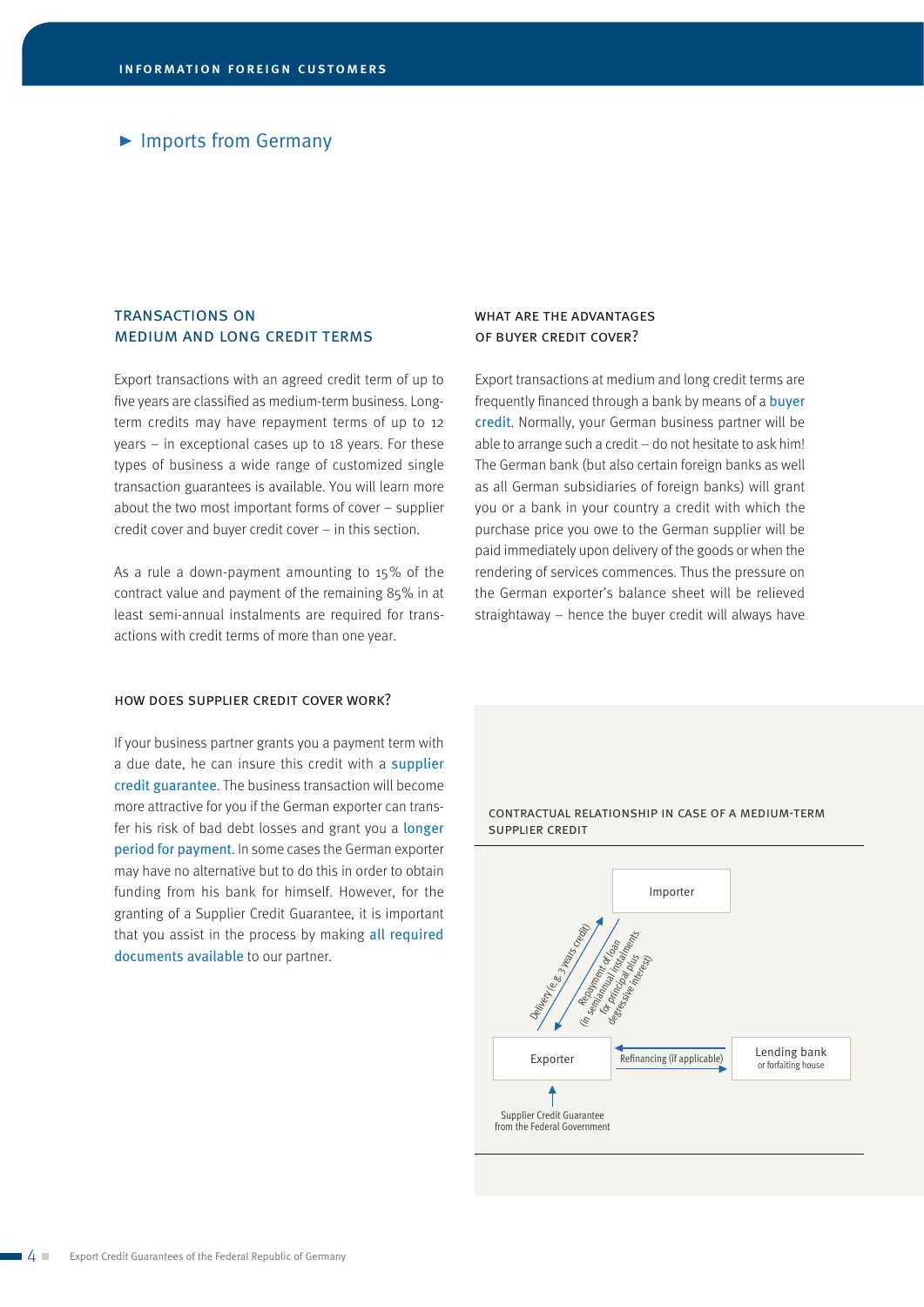## Imports from Germany

### TRANSACTIONS ON MEDIUM AND LONG CREDIT TERMS

Export transactions with an agreed credit term of up to five years are classified as medium-term business. Long-term credits may have repayment terms of up to 12 years – in exceptional cases up to 18 years. For these types of business a wide range of customized single transaction guarantees is available. You will learn more about the two most important forms of cover – supplier credit cover and buyer credit cover – in this section.

As a rule a down-payment amounting to 15% of the contract value and payment of the remaining 85% in at least semi-annual instalments are required for transactions with credit terms of more than one year.

### HOW DOES SUPPLIER CREDIT COVER WORK?

If your business partner grants you a payment term with a due date, he can insure this credit with a supplier credit guarantee. The business transaction will become more attractive for you if the German exporter can transfer his risk of bad debt losses and grant you a longer period for payment. In some cases the German exporter may have no alternative but to do this in order to obtain funding from his bank for himself. However, for the granting of a Supplier Credit Guarantee, it is important that you assist in the process by making all required documents available to our partner.

### WHAT ARE THE ADVANTAGES OF BUYER CREDIT COVER?

Export transactions at medium and long credit terms are frequently financed through a bank by means of a buyer credit. Normally, your German business partner will be able to arrange such a credit – do not hesitate to ask him! The German bank (but also certain foreign banks as well as all German subsidiaries of foreign banks) will grant you or a bank in your country a credit with which the purchase price you owe to the German supplier will be paid immediately upon delivery of the goods or when the rendering of services commences. Thus the pressure on the German exporter's balance sheet will be relieved straightaway – hence the buyer credit will always have

CONTRACTUAL RELATIONSHIP IN CASE OF A MEDIUM-TERM SUPPLIER CREDIT

Importer

Delivery (e.g. 3 years credit)

Repayment of loan (in semiannual instalments for principal plus degressive interest)

Exporter

Refinancing (if applicable)

Lending bank or forfaiting house

Supplier Credit Guarantee from the Federal Government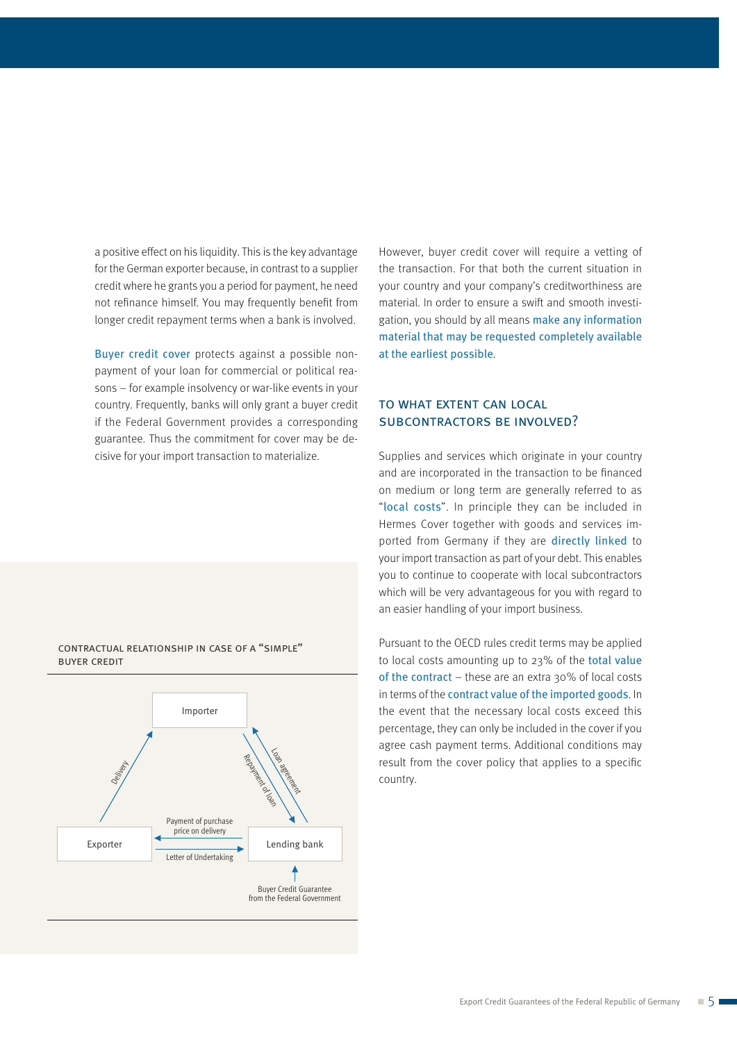a positive effect on his liquidity. This is the key advantage for the German exporter because, in contrast to a supplier credit where he grants you a period for payment, he need not refinance himself. You may frequently benefit from longer credit repayment terms when a bank is involved.

Buyer credit cover protects against a possible non-payment of your loan for commercial or political reasons – for example insolvency or war-like events in your country. Frequently, banks will only grant a buyer credit if the Federal Government provides a corresponding guarantee. Thus the commitment for cover may be decisive for your import transaction to materialize.

CONTRACTUAL RELATIONSHIP IN CASE OF A "SIMPLE" BUYER CREDIT

- Exporter → Importer: Delivery
- Lending bank → Importer: Loan agreement
- Importer → Lending bank: Repayment of loan
- Lending bank → Exporter: Payment of purchase price on delivery
- Exporter → Lending bank: Letter of Undertaking
- Buyer Credit Guarantee from the Federal Government → Lending bank

However, buyer credit cover will require a vetting of the transaction. For that both the current situation in your country and your company's creditworthiness are material. In order to ensure a swift and smooth investigation, you should by all means make any information material that may be requested completely available at the earliest possible.

## TO WHAT EXTENT CAN LOCAL SUBCONTRACTORS BE INVOLVED?

Supplies and services which originate in your country and are incorporated in the transaction to be financed on medium or long term are generally referred to as "local costs". In principle they can be included in Hermes Cover together with goods and services imported from Germany if they are directly linked to your import transaction as part of your debt. This enables you to continue to cooperate with local subcontractors which will be very advantageous for you with regard to an easier handling of your import business.

Pursuant to the OECD rules credit terms may be applied to local costs amounting up to 23% of the total value of the contract – these are an extra 30% of local costs in terms of the contract value of the imported goods. In the event that the necessary local costs exceed this percentage, they can only be included in the cover if you agree cash payment terms. Additional conditions may result from the cover policy that applies to a specific country.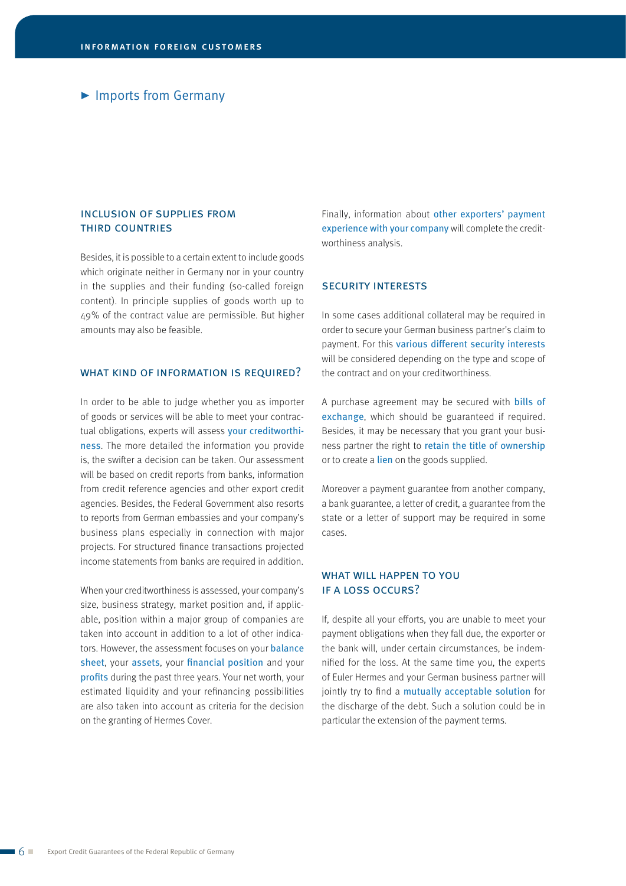## ► Imports from Germany

### INCLUSION OF SUPPLIES FROM THIRD COUNTRIES

Besides, it is possible to a certain extent to include goods which originate neither in Germany nor in your country in the supplies and their funding (so-called foreign content). In principle supplies of goods worth up to 49% of the contract value are permissible. But higher amounts may also be feasible.

### WHAT KIND OF INFORMATION IS REQUIRED?

In order to be able to judge whether you as importer of goods or services will be able to meet your contractual obligations, experts will assess your creditworthiness. The more detailed the information you provide is, the swifter a decision can be taken. Our assessment will be based on credit reports from banks, information from credit reference agencies and other export credit agencies. Besides, the Federal Government also resorts to reports from German embassies and your company's business plans especially in connection with major projects. For structured finance transactions projected income statements from banks are required in addition.

When your creditworthiness is assessed, your company's size, business strategy, market position and, if applicable, position within a major group of companies are taken into account in addition to a lot of other indicators. However, the assessment focuses on your balance sheet, your assets, your financial position and your profits during the past three years. Your net worth, your estimated liquidity and your refinancing possibilities are also taken into account as criteria for the decision on the granting of Hermes Cover.

Finally, information about other exporters' payment experience with your company will complete the creditworthiness analysis.

### SECURITY INTERESTS

In some cases additional collateral may be required in order to secure your German business partner's claim to payment. For this various different security interests will be considered depending on the type and scope of the contract and on your creditworthiness.

A purchase agreement may be secured with bills of exchange, which should be guaranteed if required. Besides, it may be necessary that you grant your business partner the right to retain the title of ownership or to create a lien on the goods supplied.

Moreover a payment guarantee from another company, a bank guarantee, a letter of credit, a guarantee from the state or a letter of support may be required in some cases.

### WHAT WILL HAPPEN TO YOU IF A LOSS OCCURS?

If, despite all your efforts, you are unable to meet your payment obligations when they fall due, the exporter or the bank will, under certain circumstances, be indemnified for the loss. At the same time you, the experts of Euler Hermes and your German business partner will jointly try to find a mutually acceptable solution for the discharge of the debt. Such a solution could be in particular the extension of the payment terms.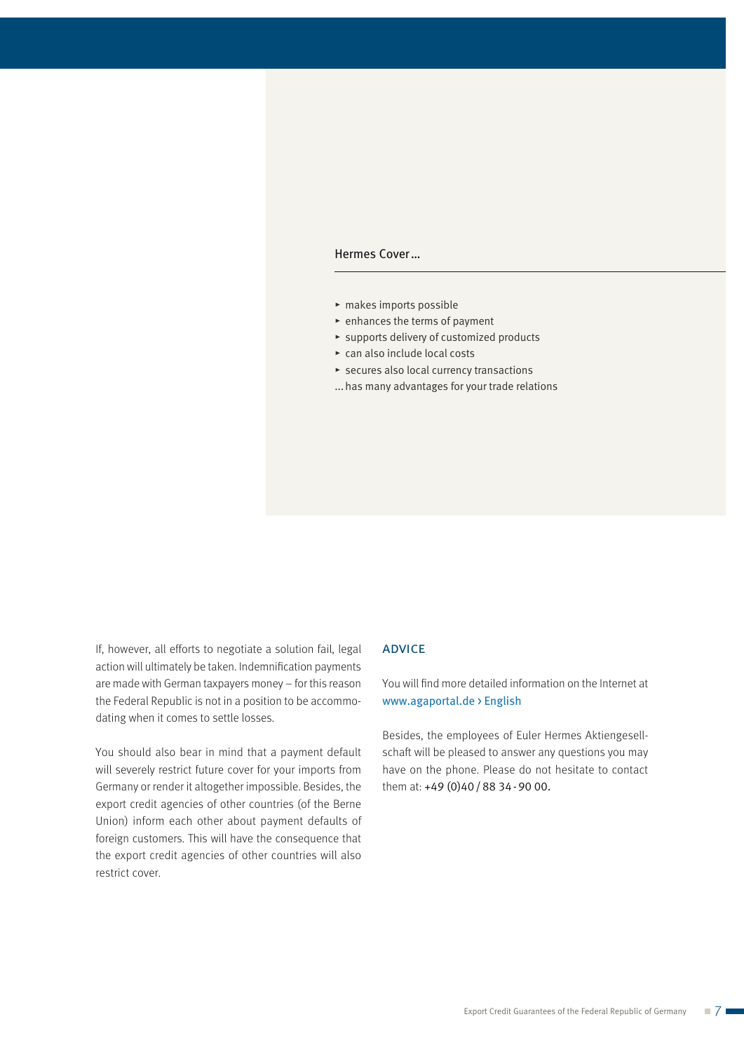Hermes Cover …

- makes imports possible
- enhances the terms of payment
- supports delivery of customized products
- can also include local costs
- secures also local currency transactions

… has many advantages for your trade relations

If, however, all efforts to negotiate a solution fail, legal action will ultimately be taken. Indemnification payments are made with German taxpayers money – for this reason the Federal Republic is not in a position to be accommodating when it comes to settle losses.

You should also bear in mind that a payment default will severely restrict future cover for your imports from Germany or render it altogether impossible. Besides, the export credit agencies of other countries (of the Berne Union) inform each other about payment defaults of foreign customers. This will have the consequence that the export credit agencies of other countries will also restrict cover.

## ADVICE

You will find more detailed information on the Internet at www.agaportal.de › English

Besides, the employees of Euler Hermes Aktiengesellschaft will be pleased to answer any questions you may have on the phone. Please do not hesitate to contact them at: +49 (0)40 / 88 34 - 90 00.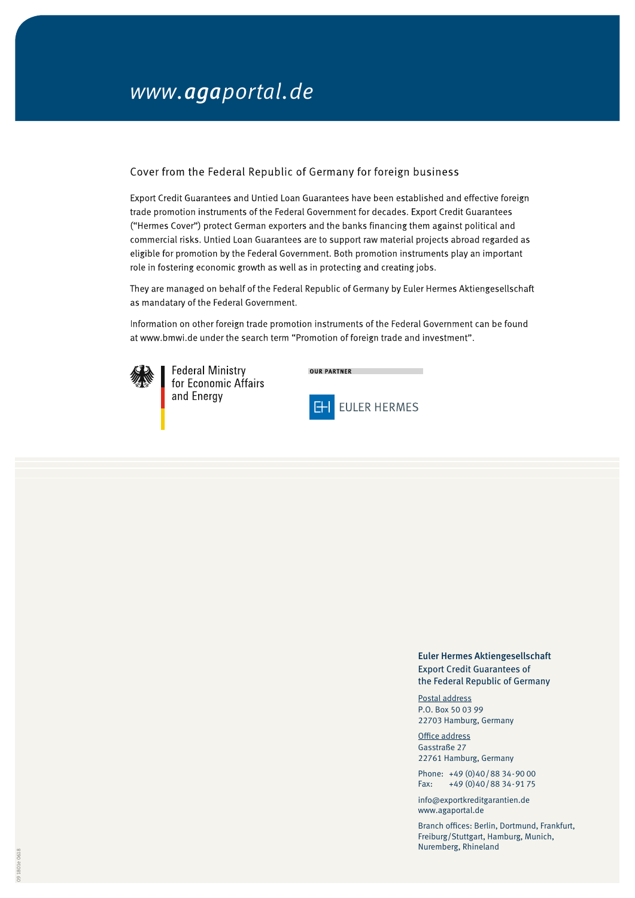www.agaportal.de

## Cover from the Federal Republic of Germany for foreign business

Export Credit Guarantees and Untied Loan Guarantees have been established and effective foreign trade promotion instruments of the Federal Government for decades. Export Credit Guarantees ("Hermes Cover") protect German exporters and the banks financing them against political and commercial risks. Untied Loan Guarantees are to support raw material projects abroad regarded as eligible for promotion by the Federal Government. Both promotion instruments play an important role in fostering economic growth as well as in protecting and creating jobs.

They are managed on behalf of the Federal Republic of Germany by Euler Hermes Aktiengesellschaft as mandatary of the Federal Government.

Information on other foreign trade promotion instruments of the Federal Government can be found at www.bmwi.de under the search term "Promotion of foreign trade and investment".

Federal Ministry for Economic Affairs and Energy

OUR PARTNER

EULER HERMES

**Euler Hermes Aktiengesellschaft**
Export Credit Guarantees of the Federal Republic of Germany

Postal address
P.O. Box 50 03 99
22703 Hamburg, Germany

Office address
Gasstraße 27
22761 Hamburg, Germany

Phone: +49 (0)40/88 34-90 00
Fax: +49 (0)40/88 34-91 75

info@exportkreditgarantien.de
www.agaportal.de

Branch offices: Berlin, Dortmund, Frankfurt, Freiburg/Stuttgart, Hamburg, Munich, Nuremberg, Rhineland

09 1801e 0618